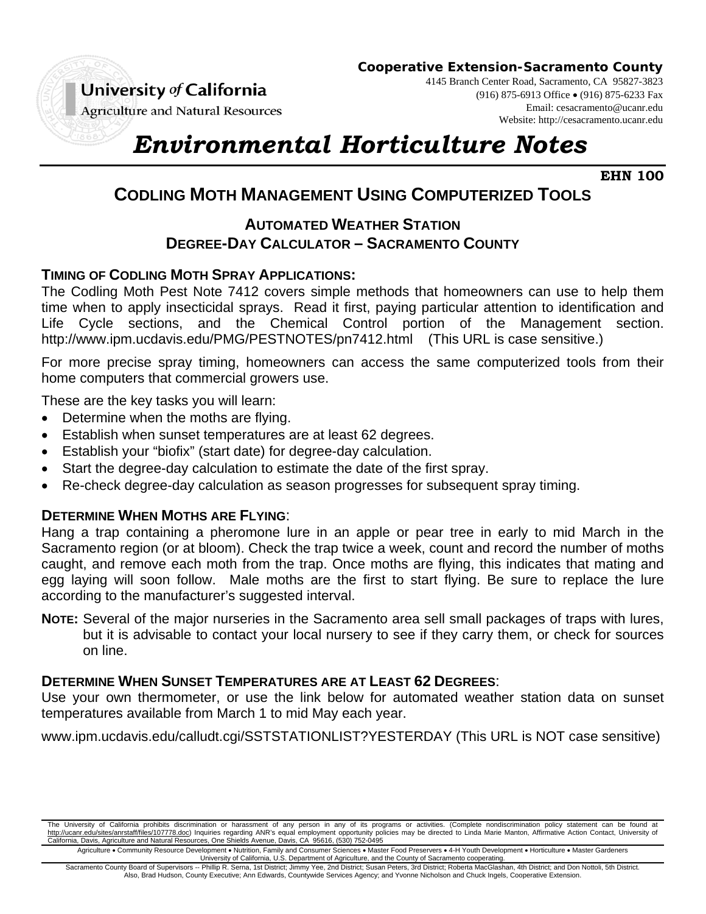University of California
Agriculture and Natural Resources

**Cooperative Extension-Sacramento County**
4145 Branch Center Road, Sacramento, CA 95827-3823
(916) 875-6913 Office • (916) 875-6233 Fax
Email: cesacramento@ucanr.edu
Website: http://cesacramento.ucanr.edu

# *Environmental Horticulture Notes*

**EHN 100**

## CODLING MOTH MANAGEMENT USING COMPUTERIZED TOOLS

### AUTOMATED WEATHER STATION
### DEGREE-DAY CALCULATOR – SACRAMENTO COUNTY

**TIMING OF CODLING MOTH SPRAY APPLICATIONS:**
The Codling Moth Pest Note 7412 covers simple methods that homeowners can use to help them time when to apply insecticidal sprays. Read it first, paying particular attention to identification and Life Cycle sections, and the Chemical Control portion of the Management section. http://www.ipm.ucdavis.edu/PMG/PESTNOTES/pn7412.html (This URL is case sensitive.)

For more precise spray timing, homeowners can access the same computerized tools from their home computers that commercial growers use.

These are the key tasks you will learn:

- Determine when the moths are flying.
- Establish when sunset temperatures are at least 62 degrees.
- Establish your "biofix" (start date) for degree-day calculation.
- Start the degree-day calculation to estimate the date of the first spray.
- Re-check degree-day calculation as season progresses for subsequent spray timing.

**DETERMINE WHEN MOTHS ARE FLYING**:
Hang a trap containing a pheromone lure in an apple or pear tree in early to mid March in the Sacramento region (or at bloom). Check the trap twice a week, count and record the number of moths caught, and remove each moth from the trap. Once moths are flying, this indicates that mating and egg laying will soon follow. Male moths are the first to start flying. Be sure to replace the lure according to the manufacturer's suggested interval.

**NOTE:** Several of the major nurseries in the Sacramento area sell small packages of traps with lures, but it is advisable to contact your local nursery to see if they carry them, or check for sources on line.

**DETERMINE WHEN SUNSET TEMPERATURES ARE AT LEAST 62 DEGREES**:
Use your own thermometer, or use the link below for automated weather station data on sunset temperatures available from March 1 to mid May each year.

www.ipm.ucdavis.edu/calludt.cgi/SSTSTATIONLIST?YESTERDAY (This URL is NOT case sensitive)

The University of California prohibits discrimination or harassment of any person in any of its programs or activities. (Complete nondiscrimination policy statement can be found at http://ucanr.edu/sites/anrstaff/files/107778.doc) Inquiries regarding ANR's equal employment opportunity policies may be directed to Linda Marie Manton, Affirmative Action Contact, University of California, Davis, Agriculture and Natural Resources, One Shields Avenue, Davis, CA 95616, (530) 752-0495

Agriculture • Community Resource Development • Nutrition, Family and Consumer Sciences • Master Food Preservers • 4-H Youth Development • Horticulture • Master Gardeners
University of California, U.S. Department of Agriculture, and the County of Sacramento cooperating.

Sacramento County Board of Supervisors -- Phillip R. Serna, 1st District; Jimmy Yee, 2nd District; Susan Peters, 3rd District; Roberta MacGlashan, 4th District; and Don Nottoli, 5th District.
Also, Brad Hudson, County Executive; Ann Edwards, Countywide Services Agency; and Yvonne Nicholson and Chuck Ingels, Cooperative Extension.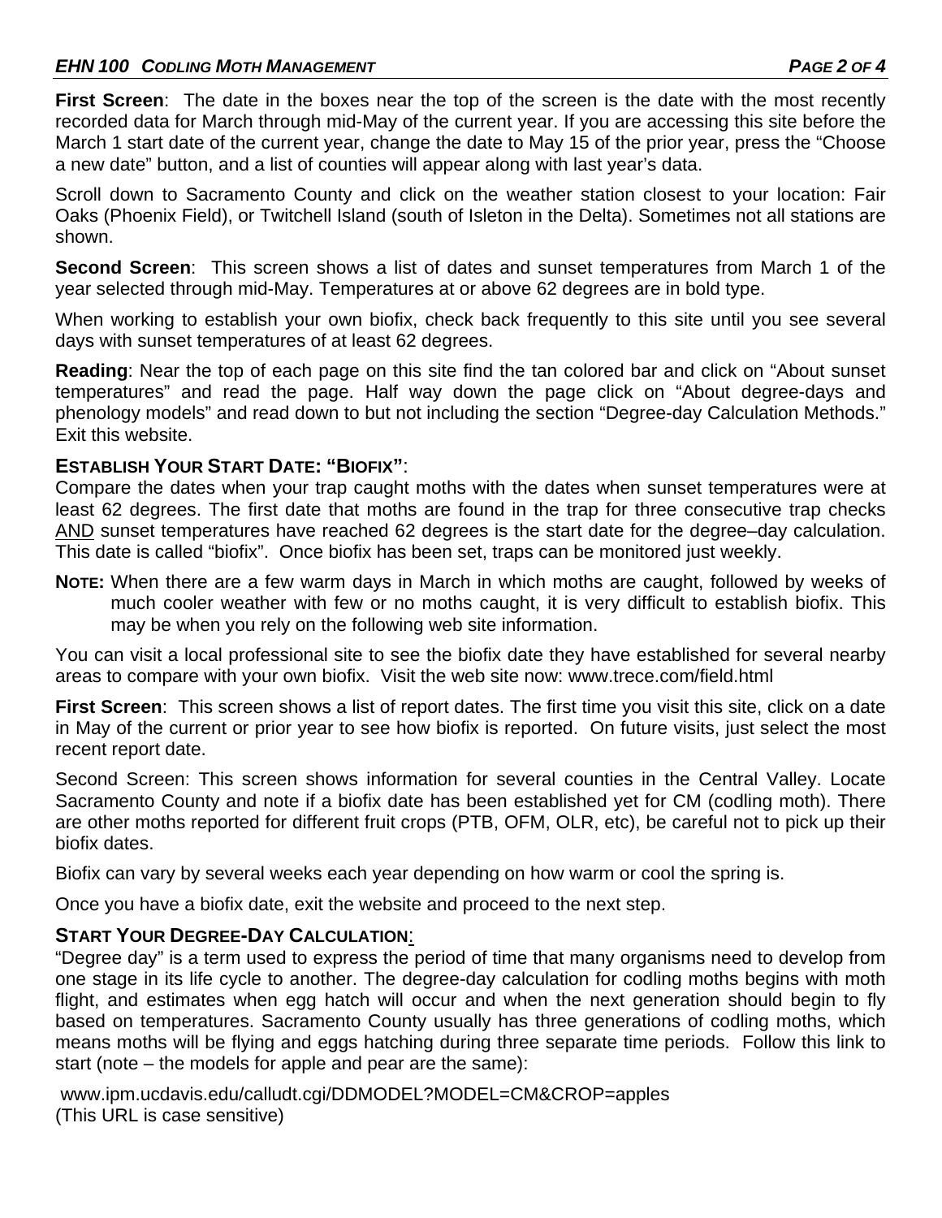**First Screen**: The date in the boxes near the top of the screen is the date with the most recently recorded data for March through mid-May of the current year. If you are accessing this site before the March 1 start date of the current year, change the date to May 15 of the prior year, press the "Choose a new date" button, and a list of counties will appear along with last year's data.

Scroll down to Sacramento County and click on the weather station closest to your location: Fair Oaks (Phoenix Field), or Twitchell Island (south of Isleton in the Delta). Sometimes not all stations are shown.

**Second Screen**: This screen shows a list of dates and sunset temperatures from March 1 of the year selected through mid-May. Temperatures at or above 62 degrees are in bold type.

When working to establish your own biofix, check back frequently to this site until you see several days with sunset temperatures of at least 62 degrees.

**Reading**: Near the top of each page on this site find the tan colored bar and click on "About sunset temperatures" and read the page. Half way down the page click on "About degree-days and phenology models" and read down to but not including the section "Degree-day Calculation Methods." Exit this website.

## ESTABLISH YOUR START DATE: "BIOFIX":

Compare the dates when your trap caught moths with the dates when sunset temperatures were at least 62 degrees. The first date that moths are found in the trap for three consecutive trap checks <u>AND</u> sunset temperatures have reached 62 degrees is the start date for the degree–day calculation. This date is called "biofix". Once biofix has been set, traps can be monitored just weekly.

**NOTE:** When there are a few warm days in March in which moths are caught, followed by weeks of much cooler weather with few or no moths caught, it is very difficult to establish biofix. This may be when you rely on the following web site information.

You can visit a local professional site to see the biofix date they have established for several nearby areas to compare with your own biofix. Visit the web site now: www.trece.com/field.html

**First Screen**: This screen shows a list of report dates. The first time you visit this site, click on a date in May of the current or prior year to see how biofix is reported. On future visits, just select the most recent report date.

Second Screen: This screen shows information for several counties in the Central Valley. Locate Sacramento County and note if a biofix date has been established yet for CM (codling moth). There are other moths reported for different fruit crops (PTB, OFM, OLR, etc), be careful not to pick up their biofix dates.

Biofix can vary by several weeks each year depending on how warm or cool the spring is.

Once you have a biofix date, exit the website and proceed to the next step.

## START YOUR DEGREE-DAY CALCULATION:

"Degree day" is a term used to express the period of time that many organisms need to develop from one stage in its life cycle to another. The degree-day calculation for codling moths begins with moth flight, and estimates when egg hatch will occur and when the next generation should begin to fly based on temperatures. Sacramento County usually has three generations of codling moths, which means moths will be flying and eggs hatching during three separate time periods. Follow this link to start (note – the models for apple and pear are the same):

www.ipm.ucdavis.edu/calludt.cgi/DDMODEL?MODEL=CM&CROP=apples
(This URL is case sensitive)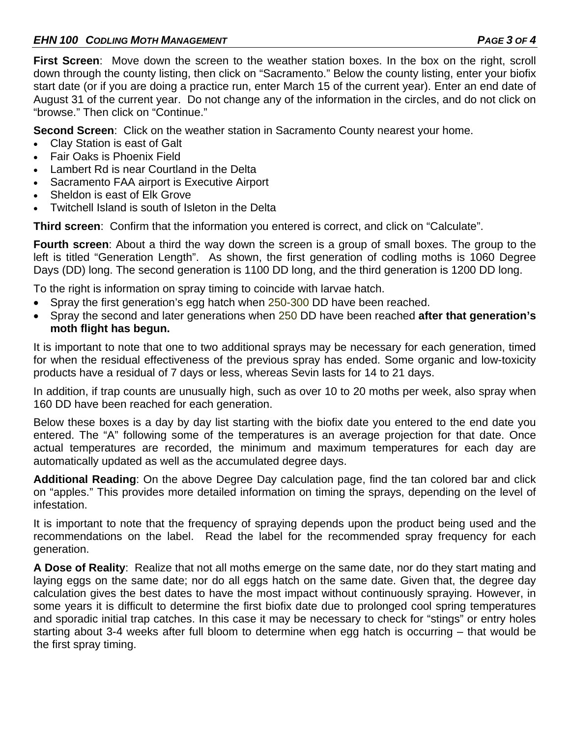**First Screen**: Move down the screen to the weather station boxes. In the box on the right, scroll down through the county listing, then click on "Sacramento." Below the county listing, enter your biofix start date (or if you are doing a practice run, enter March 15 of the current year). Enter an end date of August 31 of the current year. Do not change any of the information in the circles, and do not click on "browse." Then click on "Continue."

**Second Screen**: Click on the weather station in Sacramento County nearest your home.

- Clay Station is east of Galt
- Fair Oaks is Phoenix Field
- Lambert Rd is near Courtland in the Delta
- Sacramento FAA airport is Executive Airport
- Sheldon is east of Elk Grove
- Twitchell Island is south of Isleton in the Delta

**Third screen**: Confirm that the information you entered is correct, and click on "Calculate".

**Fourth screen**: About a third the way down the screen is a group of small boxes. The group to the left is titled "Generation Length". As shown, the first generation of codling moths is 1060 Degree Days (DD) long. The second generation is 1100 DD long, and the third generation is 1200 DD long.

To the right is information on spray timing to coincide with larvae hatch.

- Spray the first generation's egg hatch when 250-300 DD have been reached.
- Spray the second and later generations when 250 DD have been reached **after that generation's moth flight has begun.**

It is important to note that one to two additional sprays may be necessary for each generation, timed for when the residual effectiveness of the previous spray has ended. Some organic and low-toxicity products have a residual of 7 days or less, whereas Sevin lasts for 14 to 21 days.

In addition, if trap counts are unusually high, such as over 10 to 20 moths per week, also spray when 160 DD have been reached for each generation.

Below these boxes is a day by day list starting with the biofix date you entered to the end date you entered. The "A" following some of the temperatures is an average projection for that date. Once actual temperatures are recorded, the minimum and maximum temperatures for each day are automatically updated as well as the accumulated degree days.

**Additional Reading**: On the above Degree Day calculation page, find the tan colored bar and click on "apples." This provides more detailed information on timing the sprays, depending on the level of infestation.

It is important to note that the frequency of spraying depends upon the product being used and the recommendations on the label. Read the label for the recommended spray frequency for each generation.

**A Dose of Reality**: Realize that not all moths emerge on the same date, nor do they start mating and laying eggs on the same date; nor do all eggs hatch on the same date. Given that, the degree day calculation gives the best dates to have the most impact without continuously spraying. However, in some years it is difficult to determine the first biofix date due to prolonged cool spring temperatures and sporadic initial trap catches. In this case it may be necessary to check for "stings" or entry holes starting about 3-4 weeks after full bloom to determine when egg hatch is occurring – that would be the first spray timing.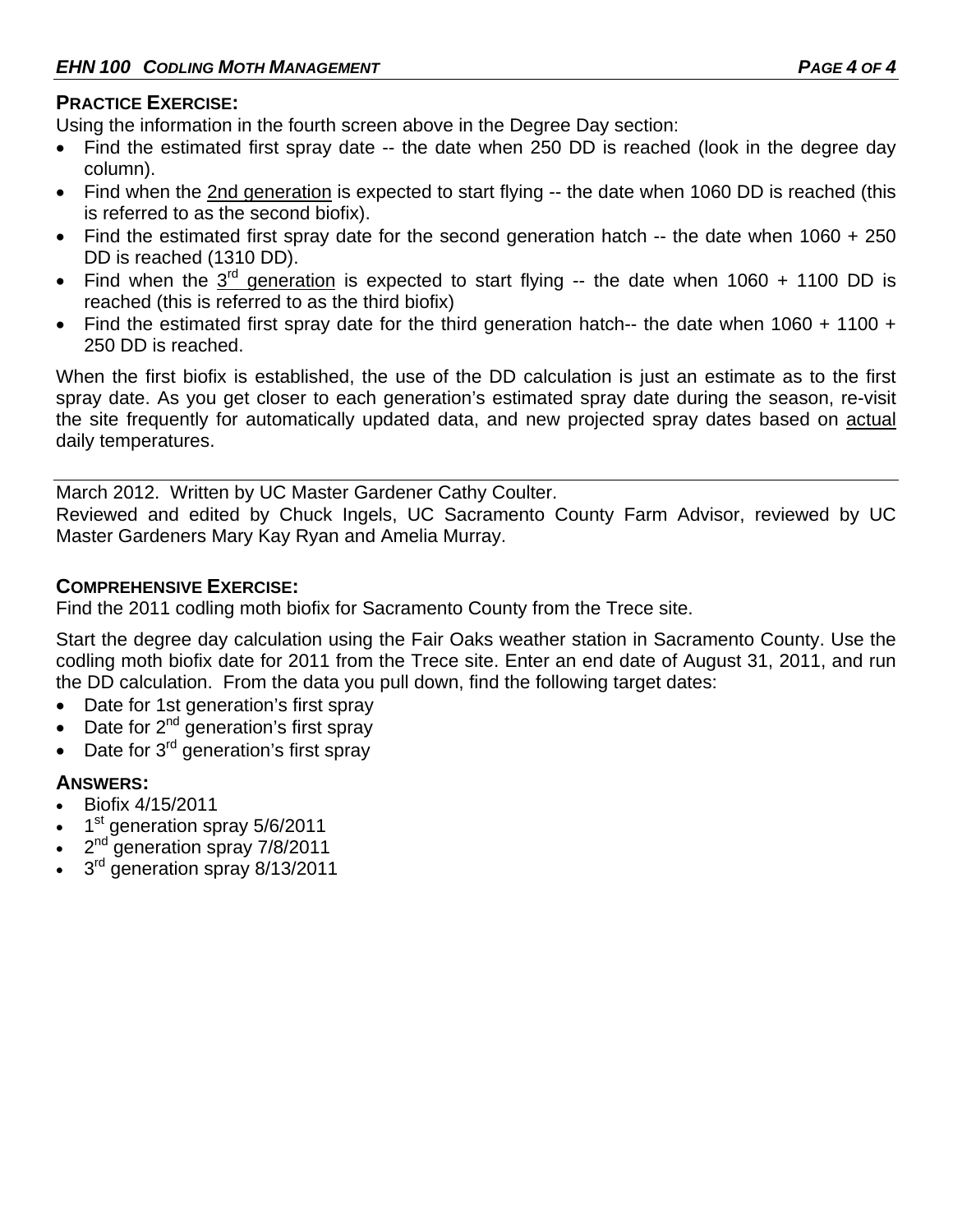**PRACTICE EXERCISE:**

Using the information in the fourth screen above in the Degree Day section:

- Find the estimated first spray date -- the date when 250 DD is reached (look in the degree day column).
- Find when the 2nd generation is expected to start flying -- the date when 1060 DD is reached (this is referred to as the second biofix).
- Find the estimated first spray date for the second generation hatch -- the date when 1060 + 250 DD is reached (1310 DD).
- Find when the 3rd generation is expected to start flying -- the date when 1060 + 1100 DD is reached (this is referred to as the third biofix)
- Find the estimated first spray date for the third generation hatch-- the date when 1060 + 1100 + 250 DD is reached.

When the first biofix is established, the use of the DD calculation is just an estimate as to the first spray date. As you get closer to each generation's estimated spray date during the season, re-visit the site frequently for automatically updated data, and new projected spray dates based on actual daily temperatures.

---

March 2012. Written by UC Master Gardener Cathy Coulter.
Reviewed and edited by Chuck Ingels, UC Sacramento County Farm Advisor, reviewed by UC Master Gardeners Mary Kay Ryan and Amelia Murray.

**COMPREHENSIVE EXERCISE:**

Find the 2011 codling moth biofix for Sacramento County from the Trece site.

Start the degree day calculation using the Fair Oaks weather station in Sacramento County. Use the codling moth biofix date for 2011 from the Trece site. Enter an end date of August 31, 2011, and run the DD calculation. From the data you pull down, find the following target dates:

- Date for 1st generation's first spray
- Date for 2nd generation's first spray
- Date for 3rd generation's first spray

**ANSWERS:**

- Biofix 4/15/2011
- 1st generation spray 5/6/2011
- 2nd generation spray 7/8/2011
- 3rd generation spray 8/13/2011